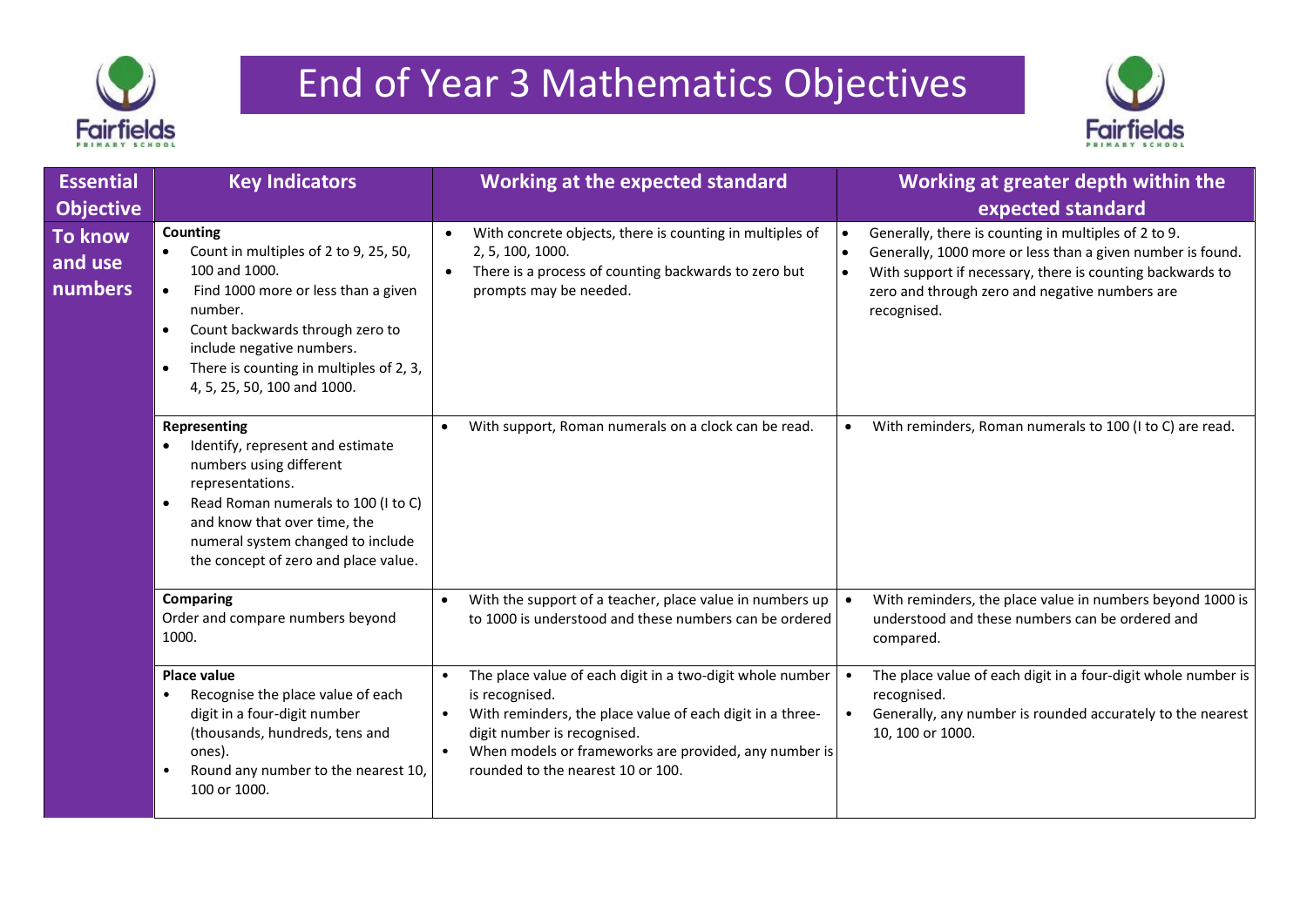# End of Year 3 Mathematics Objectives

| Essential Objective | Key Indicators | Working at the expected standard | Working at greater depth within the expected standard |
|---|---|---|---|
| **To know and use numbers** | **Counting**<br>• Count in multiples of 2 to 9, 25, 50, 100 and 1000.<br>• Find 1000 more or less than a given number.<br>• Count backwards through zero to include negative numbers.<br>• There is counting in multiples of 2, 3, 4, 5, 25, 50, 100 and 1000. | • With concrete objects, there is counting in multiples of 2, 5, 100, 1000.<br>• There is a process of counting backwards to zero but prompts may be needed. | • Generally, there is counting in multiples of 2 to 9.<br>• Generally, 1000 more or less than a given number is found.<br>• With support if necessary, there is counting backwards to zero and through zero and negative numbers are recognised. |
| | **Representing**<br>• Identify, represent and estimate numbers using different representations.<br>• Read Roman numerals to 100 (I to C) and know that over time, the numeral system changed to include the concept of zero and place value. | • With support, Roman numerals on a clock can be read. | • With reminders, Roman numerals to 100 (I to C) are read. |
| | **Comparing**<br>Order and compare numbers beyond 1000. | • With the support of a teacher, place value in numbers up to 1000 is understood and these numbers can be ordered | • With reminders, the place value in numbers beyond 1000 is understood and these numbers can be ordered and compared. |
| | **Place value**<br>• Recognise the place value of each digit in a four-digit number (thousands, hundreds, tens and ones).<br>• Round any number to the nearest 10, 100 or 1000. | • The place value of each digit in a two-digit whole number is recognised.<br>• With reminders, the place value of each digit in a three-digit number is recognised.<br>• When models or frameworks are provided, any number is rounded to the nearest 10 or 100. | • The place value of each digit in a four-digit whole number is recognised.<br>• Generally, any number is rounded accurately to the nearest 10, 100 or 1000. |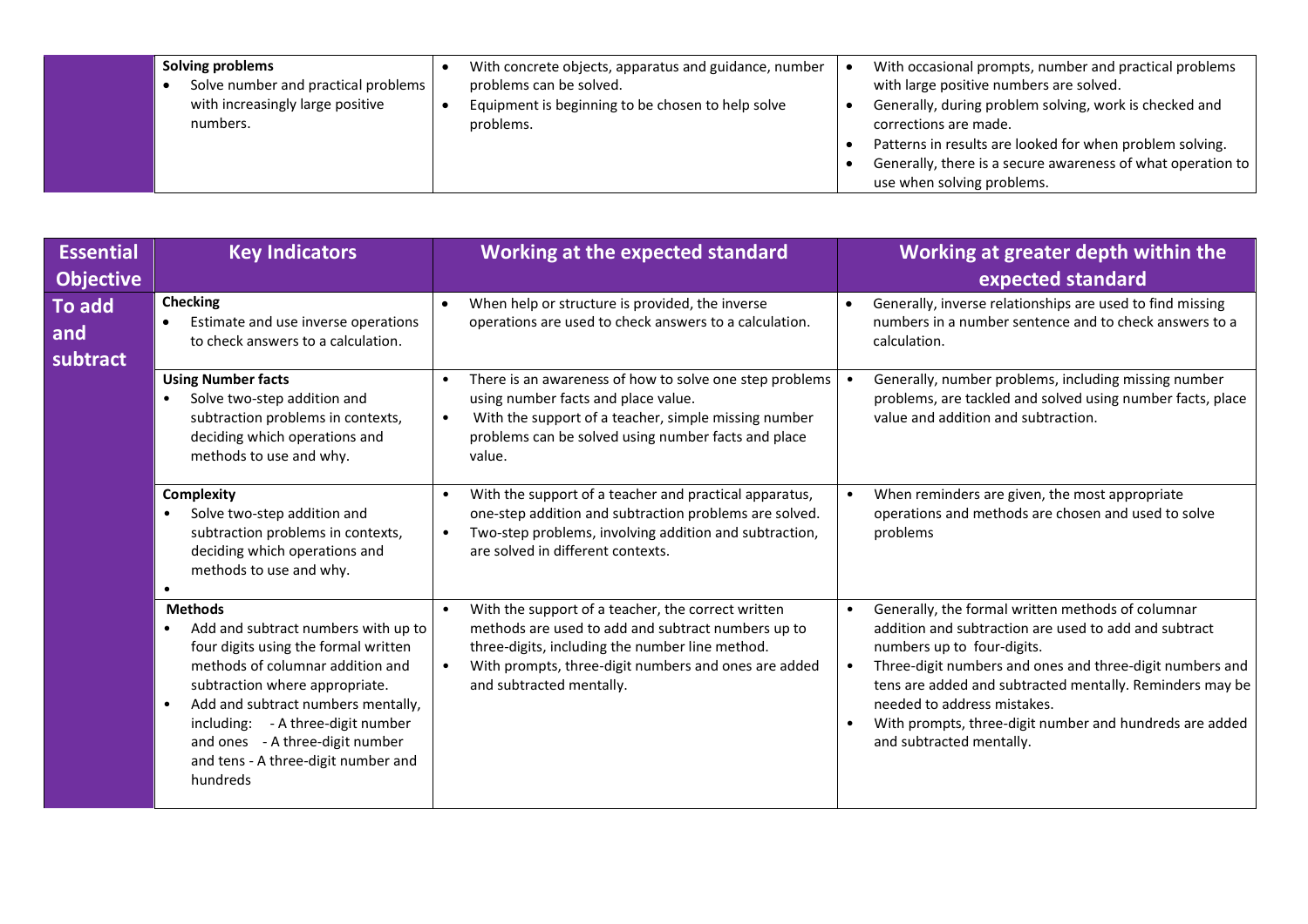| | | | |
|---|---|---|---|
| | **Solving problems**<br>• Solve number and practical problems with increasingly large positive numbers. | • With concrete objects, apparatus and guidance, number problems can be solved.<br>• Equipment is beginning to be chosen to help solve problems. | • With occasional prompts, number and practical problems with large positive numbers are solved.<br>• Generally, during problem solving, work is checked and corrections are made.<br>• Patterns in results are looked for when problem solving.<br>• Generally, there is a secure awareness of what operation to use when solving problems. |

| Essential Objective | Key Indicators | Working at the expected standard | Working at greater depth within the expected standard |
|---|---|---|---|
| **To add and subtract** | **Checking**<br>• Estimate and use inverse operations to check answers to a calculation. | • When help or structure is provided, the inverse operations are used to check answers to a calculation. | • Generally, inverse relationships are used to find missing numbers in a number sentence and to check answers to a calculation. |
| | **Using Number facts**<br>• Solve two-step addition and subtraction problems in contexts, deciding which operations and methods to use and why. | • There is an awareness of how to solve one step problems using number facts and place value.<br>• With the support of a teacher, simple missing number problems can be solved using number facts and place value. | • Generally, number problems, including missing number problems, are tackled and solved using number facts, place value and addition and subtraction. |
| | **Complexity**<br>• Solve two-step addition and subtraction problems in contexts, deciding which operations and methods to use and why.<br>• | • With the support of a teacher and practical apparatus, one-step addition and subtraction problems are solved.<br>• Two-step problems, involving addition and subtraction, are solved in different contexts. | • When reminders are given, the most appropriate operations and methods are chosen and used to solve problems |
| | **Methods**<br>• Add and subtract numbers with up to four digits using the formal written methods of columnar addition and subtraction where appropriate.<br>• Add and subtract numbers mentally, including: - A three-digit number and ones - A three-digit number and tens - A three-digit number and hundreds | • With the support of a teacher, the correct written methods are used to add and subtract numbers up to three-digits, including the number line method.<br>• With prompts, three-digit numbers and ones are added and subtracted mentally. | • Generally, the formal written methods of columnar addition and subtraction are used to add and subtract numbers up to four-digits.<br>• Three-digit numbers and ones and three-digit numbers and tens are added and subtracted mentally. Reminders may be needed to address mistakes.<br>• With prompts, three-digit number and hundreds are added and subtracted mentally. |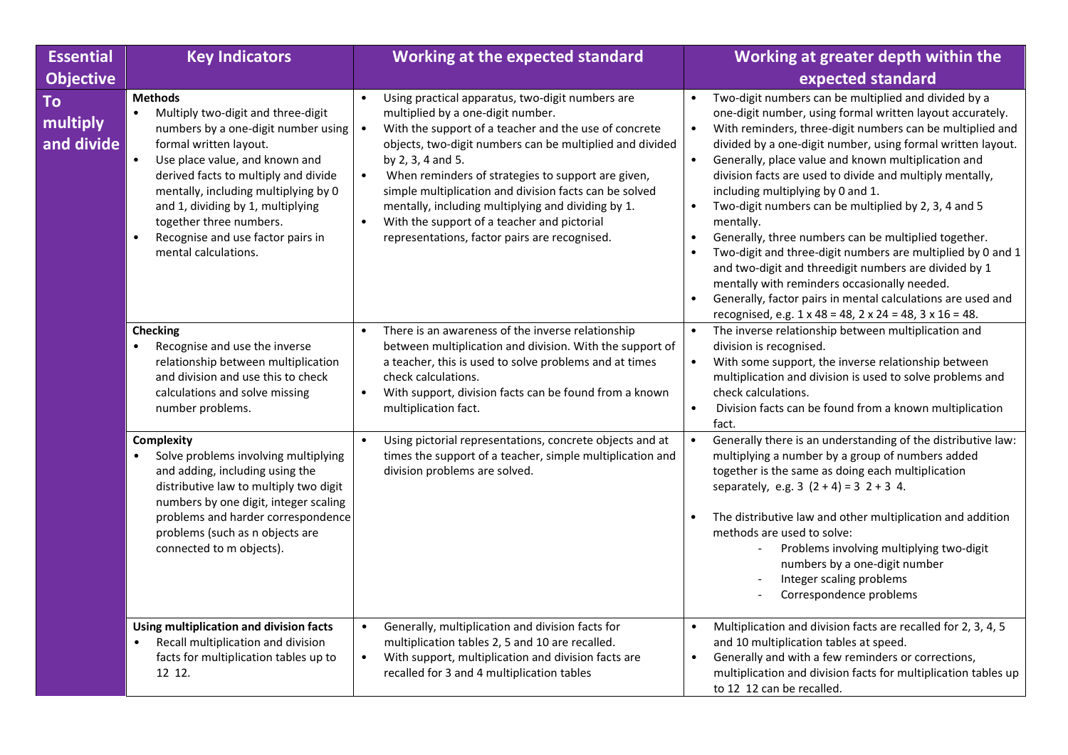| Essential Objective | Key Indicators | Working at the expected standard | Working at greater depth within the expected standard |
|---|---|---|---|
| **To multiply and divide** | **Methods**<br>• Multiply two-digit and three-digit numbers by a one-digit number using formal written layout.<br>• Use place value, and known and derived facts to multiply and divide mentally, including multiplying by 0 and 1, dividing by 1, multiplying together three numbers.<br>• Recognise and use factor pairs in mental calculations. | • Using practical apparatus, two-digit numbers are multiplied by a one-digit number.<br>• With the support of a teacher and the use of concrete objects, two-digit numbers can be multiplied and divided by 2, 3, 4 and 5.<br>• When reminders of strategies to support are given, simple multiplication and division facts can be solved mentally, including multiplying and dividing by 1.<br>• With the support of a teacher and pictorial representations, factor pairs are recognised. | • Two-digit numbers can be multiplied and divided by a one-digit number, using formal written layout accurately.<br>• With reminders, three-digit numbers can be multiplied and divided by a one-digit number, using formal written layout.<br>• Generally, place value and known multiplication and division facts are used to divide and multiply mentally, including multiplying by 0 and 1.<br>• Two-digit numbers can be multiplied by 2, 3, 4 and 5 mentally.<br>• Generally, three numbers can be multiplied together.<br>• Two-digit and three-digit numbers are multiplied by 0 and 1 and two-digit and threedigit numbers are divided by 1 mentally with reminders occasionally needed.<br>• Generally, factor pairs in mental calculations are used and recognised, e.g. 1 x 48 = 48, 2 x 24 = 48, 3 x 16 = 48. |
| | **Checking**<br>• Recognise and use the inverse relationship between multiplication and division and use this to check calculations and solve missing number problems. | • There is an awareness of the inverse relationship between multiplication and division. With the support of a teacher, this is used to solve problems and at times check calculations.<br>• With support, division facts can be found from a known multiplication fact. | • The inverse relationship between multiplication and division is recognised.<br>• With some support, the inverse relationship between multiplication and division is used to solve problems and check calculations.<br>• Division facts can be found from a known multiplication fact. |
| | **Complexity**<br>• Solve problems involving multiplying and adding, including using the distributive law to multiply two digit numbers by one digit, integer scaling problems and harder correspondence problems (such as n objects are connected to m objects). | • Using pictorial representations, concrete objects and at times the support of a teacher, simple multiplication and division problems are solved. | • Generally there is an understanding of the distributive law: multiplying a number by a group of numbers added together is the same as doing each multiplication separately, e.g. 3 (2 + 4) = 3 2 + 3 4.<br>• The distributive law and other multiplication and addition methods are used to solve:<br>- Problems involving multiplying two-digit numbers by a one-digit number<br>- Integer scaling problems<br>- Correspondence problems |
| | **Using multiplication and division facts**<br>• Recall multiplication and division facts for multiplication tables up to 12 12. | • Generally, multiplication and division facts for multiplication tables 2, 5 and 10 are recalled.<br>• With support, multiplication and division facts are recalled for 3 and 4 multiplication tables | • Multiplication and division facts are recalled for 2, 3, 4, 5 and 10 multiplication tables at speed.<br>• Generally and with a few reminders or corrections, multiplication and division facts for multiplication tables up to 12 12 can be recalled. |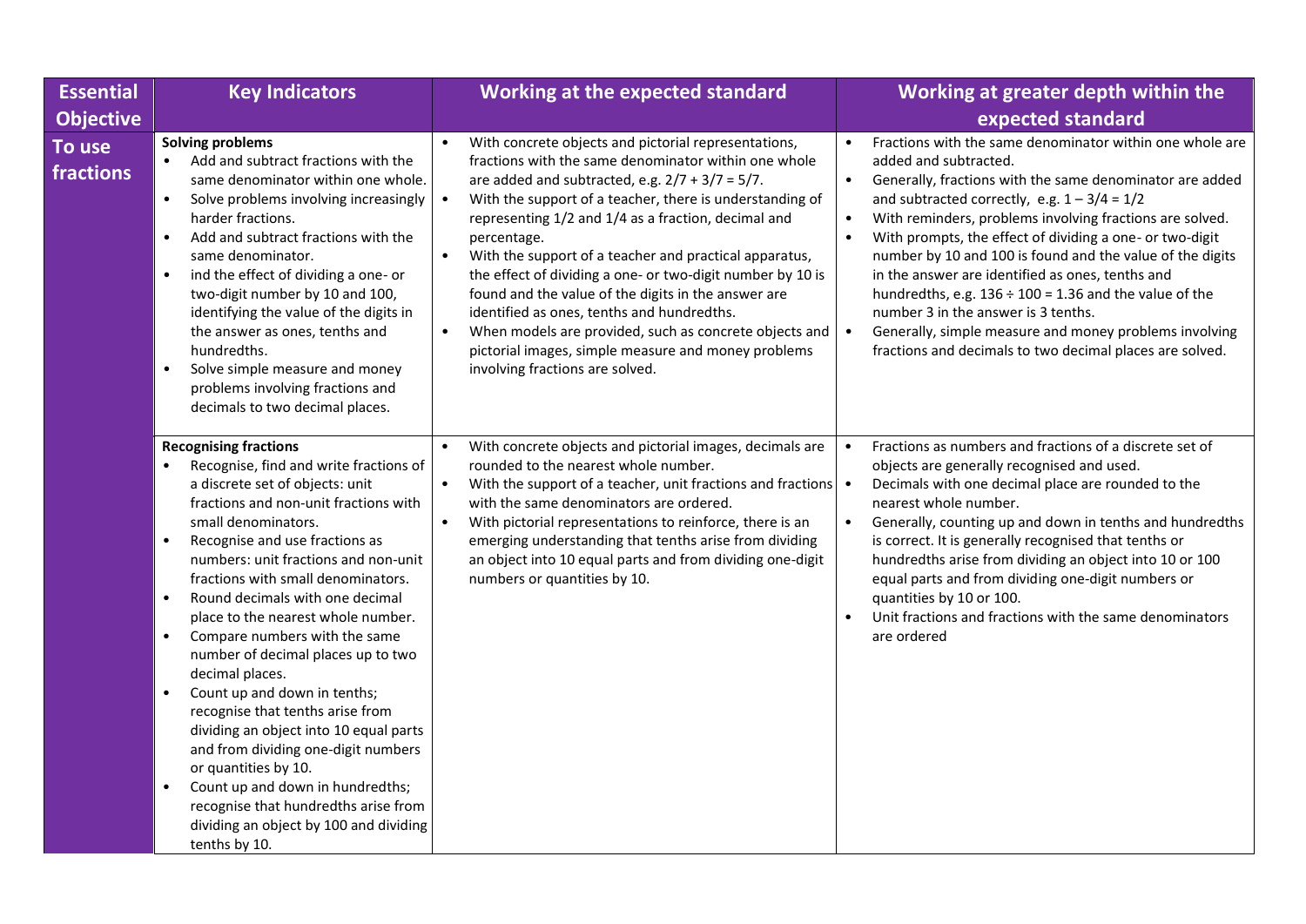| Essential Objective | Key Indicators | Working at the expected standard | Working at greater depth within the expected standard |
|---|---|---|---|
| To use fractions | **Solving problems**<br>• Add and subtract fractions with the same denominator within one whole.<br>• Solve problems involving increasingly harder fractions.<br>• Add and subtract fractions with the same denominator.<br>• ind the effect of dividing a one- or two-digit number by 10 and 100, identifying the value of the digits in the answer as ones, tenths and hundredths.<br>• Solve simple measure and money problems involving fractions and decimals to two decimal places. | • With concrete objects and pictorial representations, fractions with the same denominator within one whole are added and subtracted, e.g. $2/7 + 3/7 = 5/7$.<br>• With the support of a teacher, there is understanding of representing 1/2 and 1/4 as a fraction, decimal and percentage.<br>• With the support of a teacher and practical apparatus, the effect of dividing a one- or two-digit number by 10 is found and the value of the digits in the answer are identified as ones, tenths and hundredths.<br>• When models are provided, such as concrete objects and pictorial images, simple measure and money problems involving fractions are solved. | • Fractions with the same denominator within one whole are added and subtracted.<br>• Generally, fractions with the same denominator are added and subtracted correctly, e.g. $1 – 3/4 = 1/2$<br>• With reminders, problems involving fractions are solved.<br>• With prompts, the effect of dividing a one- or two-digit number by 10 and 100 is found and the value of the digits in the answer are identified as ones, tenths and hundredths, e.g. $136 \div 100 = 1.36$ and the value of the number 3 in the answer is 3 tenths.<br>• Generally, simple measure and money problems involving fractions and decimals to two decimal places are solved. |
| | **Recognising fractions**<br>• Recognise, find and write fractions of a discrete set of objects: unit fractions and non-unit fractions with small denominators.<br>• Recognise and use fractions as numbers: unit fractions and non-unit fractions with small denominators.<br>• Round decimals with one decimal place to the nearest whole number.<br>• Compare numbers with the same number of decimal places up to two decimal places.<br>• Count up and down in tenths; recognise that tenths arise from dividing an object into 10 equal parts and from dividing one-digit numbers or quantities by 10.<br>• Count up and down in hundredths; recognise that hundredths arise from dividing an object by 100 and dividing tenths by 10. | • With concrete objects and pictorial images, decimals are rounded to the nearest whole number.<br>• With the support of a teacher, unit fractions and fractions with the same denominators are ordered.<br>• With pictorial representations to reinforce, there is an emerging understanding that tenths arise from dividing an object into 10 equal parts and from dividing one-digit numbers or quantities by 10. | • Fractions as numbers and fractions of a discrete set of objects are generally recognised and used.<br>• Decimals with one decimal place are rounded to the nearest whole number.<br>• Generally, counting up and down in tenths and hundredths is correct. It is generally recognised that tenths or hundredths arise from dividing an object into 10 or 100 equal parts and from dividing one-digit numbers or quantities by 10 or 100.<br>• Unit fractions and fractions with the same denominators are ordered |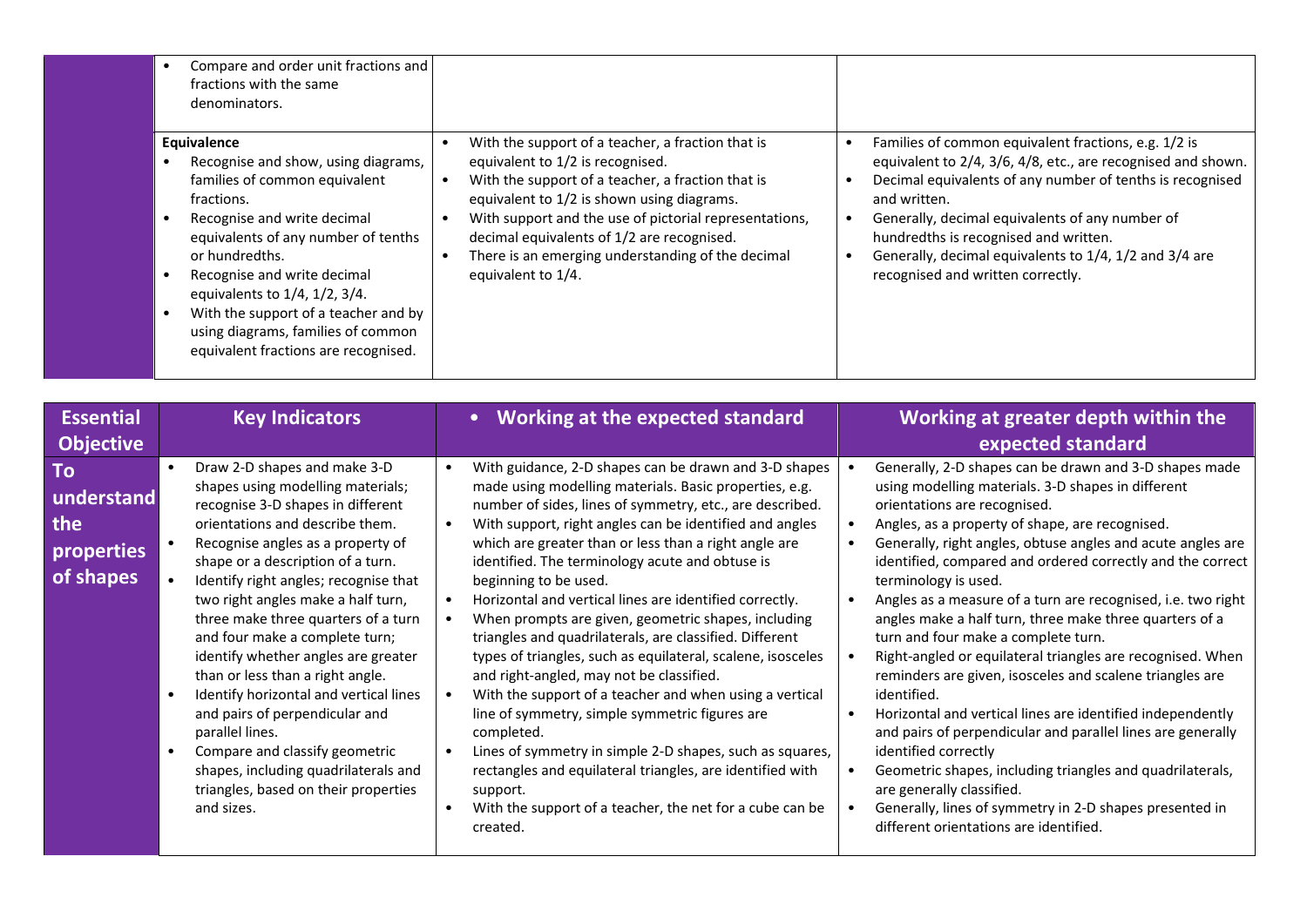| | | | |
|---|---|---|---|
| | • Compare and order unit fractions and fractions with the same denominators. | | |
| | **Equivalence**<br>• Recognise and show, using diagrams, families of common equivalent fractions.<br>• Recognise and write decimal equivalents of any number of tenths or hundredths.<br>• Recognise and write decimal equivalents to 1/4, 1/2, 3/4.<br>• With the support of a teacher and by using diagrams, families of common equivalent fractions are recognised. | • With the support of a teacher, a fraction that is equivalent to 1/2 is recognised.<br>• With the support of a teacher, a fraction that is equivalent to 1/2 is shown using diagrams.<br>• With support and the use of pictorial representations, decimal equivalents of 1/2 are recognised.<br>• There is an emerging understanding of the decimal equivalent to 1/4. | • Families of common equivalent fractions, e.g. 1/2 is equivalent to 2/4, 3/6, 4/8, etc., are recognised and shown.<br>• Decimal equivalents of any number of tenths is recognised and written.<br>• Generally, decimal equivalents of any number of hundredths is recognised and written.<br>• Generally, decimal equivalents to 1/4, 1/2 and 3/4 are recognised and written correctly. |

| Essential Objective | Key Indicators | • Working at the expected standard | Working at greater depth within the expected standard |
|---|---|---|---|
| **To understand the properties of shapes** | • Draw 2-D shapes and make 3-D shapes using modelling materials; recognise 3-D shapes in different orientations and describe them.<br>• Recognise angles as a property of shape or a description of a turn.<br>• Identify right angles; recognise that two right angles make a half turn, three make three quarters of a turn and four make a complete turn; identify whether angles are greater than or less than a right angle.<br>• Identify horizontal and vertical lines and pairs of perpendicular and parallel lines.<br>• Compare and classify geometric shapes, including quadrilaterals and triangles, based on their properties and sizes. | • With guidance, 2-D shapes can be drawn and 3-D shapes made using modelling materials. Basic properties, e.g. number of sides, lines of symmetry, etc., are described.<br>• With support, right angles can be identified and angles which are greater than or less than a right angle are identified. The terminology acute and obtuse is beginning to be used.<br>• Horizontal and vertical lines are identified correctly.<br>• When prompts are given, geometric shapes, including triangles and quadrilaterals, are classified. Different types of triangles, such as equilateral, scalene, isosceles and right-angled, may not be classified.<br>• With the support of a teacher and when using a vertical line of symmetry, simple symmetric figures are completed.<br>• Lines of symmetry in simple 2-D shapes, such as squares, rectangles and equilateral triangles, are identified with support.<br>• With the support of a teacher, the net for a cube can be created. | • Generally, 2-D shapes can be drawn and 3-D shapes made using modelling materials. 3-D shapes in different orientations are recognised.<br>• Angles, as a property of shape, are recognised.<br>• Generally, right angles, obtuse angles and acute angles are identified, compared and ordered correctly and the correct terminology is used.<br>• Angles as a measure of a turn are recognised, i.e. two right angles make a half turn, three make three quarters of a turn and four make a complete turn.<br>• Right-angled or equilateral triangles are recognised. When reminders are given, isosceles and scalene triangles are identified.<br>• Horizontal and vertical lines are identified independently and pairs of perpendicular and parallel lines are generally identified correctly<br>• Geometric shapes, including triangles and quadrilaterals, are generally classified.<br>• Generally, lines of symmetry in 2-D shapes presented in different orientations are identified. |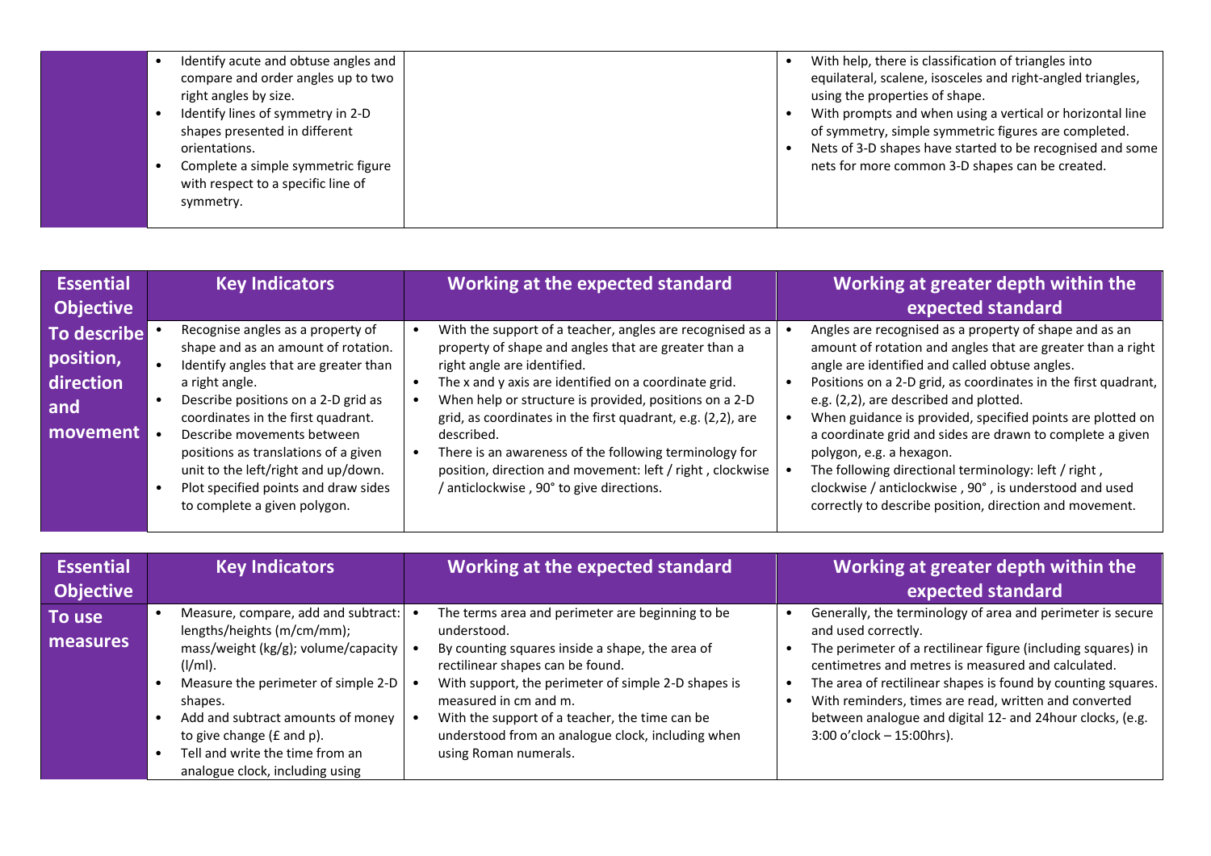| | | | |
|---|---|---|---|
| | • Identify acute and obtuse angles and compare and order angles up to two right angles by size.<br>• Identify lines of symmetry in 2-D shapes presented in different orientations.<br>• Complete a simple symmetric figure with respect to a specific line of symmetry. | | • With help, there is classification of triangles into equilateral, scalene, isosceles and right-angled triangles, using the properties of shape.<br>• With prompts and when using a vertical or horizontal line of symmetry, simple symmetric figures are completed.<br>• Nets of 3-D shapes have started to be recognised and some nets for more common 3-D shapes can be created. |

| Essential Objective | Key Indicators | Working at the expected standard | Working at greater depth within the expected standard |
|---|---|---|---|
| **To describe position, direction and movement** | • Recognise angles as a property of shape and as an amount of rotation.<br>• Identify angles that are greater than a right angle.<br>• Describe positions on a 2-D grid as coordinates in the first quadrant.<br>• Describe movements between positions as translations of a given unit to the left/right and up/down.<br>• Plot specified points and draw sides to complete a given polygon. | • With the support of a teacher, angles are recognised as a property of shape and angles that are greater than a right angle are identified.<br>• The x and y axis are identified on a coordinate grid.<br>• When help or structure is provided, positions on a 2-D grid, as coordinates in the first quadrant, e.g. (2,2), are described.<br>• There is an awareness of the following terminology for position, direction and movement: left / right , clockwise / anticlockwise , 90° to give directions. | • Angles are recognised as a property of shape and as an amount of rotation and angles that are greater than a right angle are identified and called obtuse angles.<br>• Positions on a 2-D grid, as coordinates in the first quadrant, e.g. (2,2), are described and plotted.<br>• When guidance is provided, specified points are plotted on a coordinate grid and sides are drawn to complete a given polygon, e.g. a hexagon.<br>• The following directional terminology: left / right , clockwise / anticlockwise , 90° , is understood and used correctly to describe position, direction and movement. |

| Essential Objective | Key Indicators | Working at the expected standard | Working at greater depth within the expected standard |
|---|---|---|---|
| **To use measures** | • Measure, compare, add and subtract: lengths/heights (m/cm/mm); mass/weight (kg/g); volume/capacity (l/ml).<br>• Measure the perimeter of simple 2-D shapes.<br>• Add and subtract amounts of money to give change (£ and p).<br>• Tell and write the time from an analogue clock, including using | • The terms area and perimeter are beginning to be understood.<br>• By counting squares inside a shape, the area of rectilinear shapes can be found.<br>• With support, the perimeter of simple 2-D shapes is measured in cm and m.<br>• With the support of a teacher, the time can be understood from an analogue clock, including when using Roman numerals. | • Generally, the terminology of area and perimeter is secure and used correctly.<br>• The perimeter of a rectilinear figure (including squares) in centimetres and metres is measured and calculated.<br>• The area of rectilinear shapes is found by counting squares.<br>• With reminders, times are read, written and converted between analogue and digital 12- and 24hour clocks, (e.g. 3:00 o'clock – 15:00hrs). |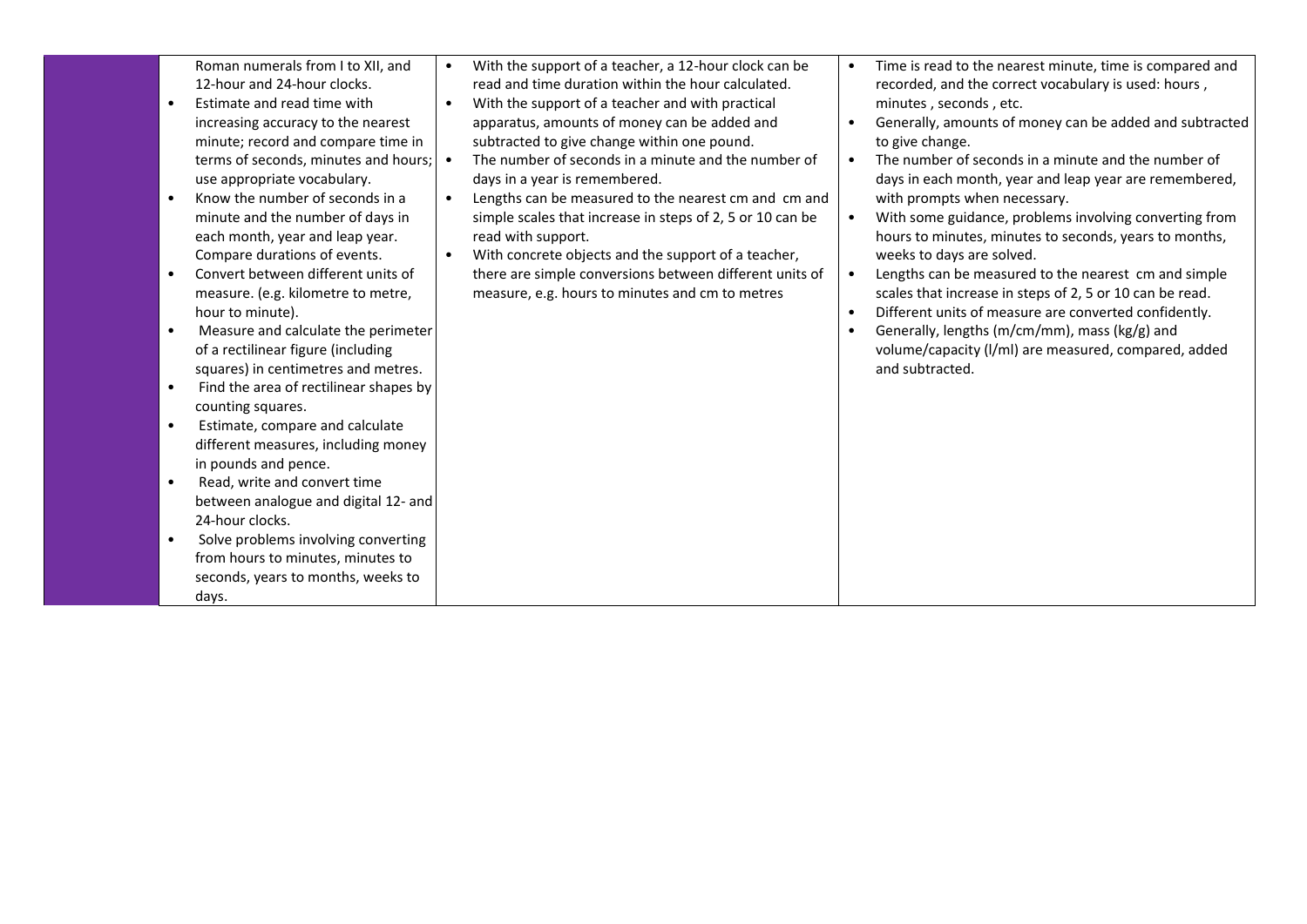| | | | |
|---|---|---|---|
| | Roman numerals from I to XII, and 12-hour and 24-hour clocks.<br>• Estimate and read time with increasing accuracy to the nearest minute; record and compare time in terms of seconds, minutes and hours; use appropriate vocabulary.<br>• Know the number of seconds in a minute and the number of days in each month, year and leap year. Compare durations of events.<br>• Convert between different units of measure. (e.g. kilometre to metre, hour to minute).<br>• Measure and calculate the perimeter of a rectilinear figure (including squares) in centimetres and metres.<br>• Find the area of rectilinear shapes by counting squares.<br>• Estimate, compare and calculate different measures, including money in pounds and pence.<br>• Read, write and convert time between analogue and digital 12- and 24-hour clocks.<br>• Solve problems involving converting from hours to minutes, minutes to seconds, years to months, weeks to days. | • With the support of a teacher, a 12-hour clock can be read and time duration within the hour calculated.<br>• With the support of a teacher and with practical apparatus, amounts of money can be added and subtracted to give change within one pound.<br>• The number of seconds in a minute and the number of days in a year is remembered.<br>• Lengths can be measured to the nearest cm and cm and simple scales that increase in steps of 2, 5 or 10 can be read with support.<br>• With concrete objects and the support of a teacher, there are simple conversions between different units of measure, e.g. hours to minutes and cm to metres | • Time is read to the nearest minute, time is compared and recorded, and the correct vocabulary is used: hours , minutes , seconds , etc.<br>• Generally, amounts of money can be added and subtracted to give change.<br>• The number of seconds in a minute and the number of days in each month, year and leap year are remembered, with prompts when necessary.<br>• With some guidance, problems involving converting from hours to minutes, minutes to seconds, years to months, weeks to days are solved.<br>• Lengths can be measured to the nearest cm and simple scales that increase in steps of 2, 5 or 10 can be read.<br>• Different units of measure are converted confidently.<br>• Generally, lengths (m/cm/mm), mass (kg/g) and volume/capacity (l/ml) are measured, compared, added and subtracted. |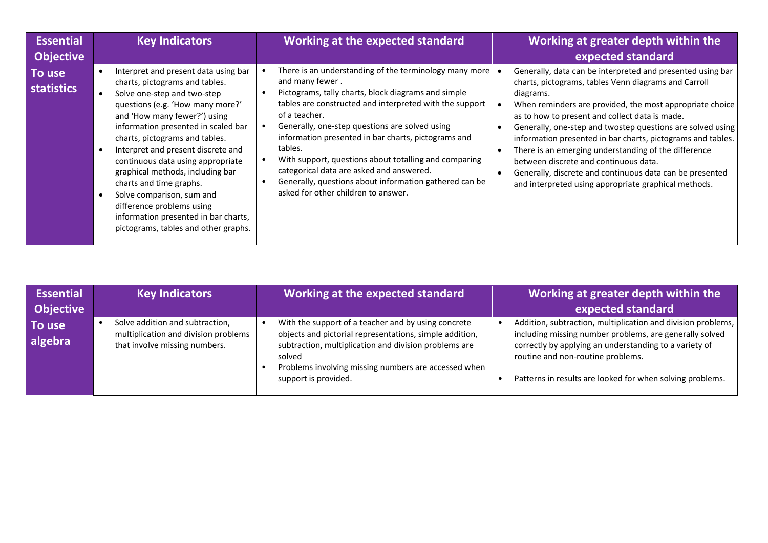| Essential Objective | Key Indicators | Working at the expected standard | Working at greater depth within the expected standard |
|---|---|---|---|
| **To use statistics** | • Interpret and present data using bar charts, pictograms and tables.<br>• Solve one-step and two-step questions (e.g. 'How many more?' and 'How many fewer?') using information presented in scaled bar charts, pictograms and tables.<br>• Interpret and present discrete and continuous data using appropriate graphical methods, including bar charts and time graphs.<br>• Solve comparison, sum and difference problems using information presented in bar charts, pictograms, tables and other graphs. | • There is an understanding of the terminology many more and many fewer .<br>• Pictograms, tally charts, block diagrams and simple tables are constructed and interpreted with the support of a teacher.<br>• Generally, one-step questions are solved using information presented in bar charts, pictograms and tables.<br>• With support, questions about totalling and comparing categorical data are asked and answered.<br>• Generally, questions about information gathered can be asked for other children to answer. | • Generally, data can be interpreted and presented using bar charts, pictograms, tables Venn diagrams and Carroll diagrams.<br>• When reminders are provided, the most appropriate choice as to how to present and collect data is made.<br>• Generally, one-step and twostep questions are solved using information presented in bar charts, pictograms and tables.<br>• There is an emerging understanding of the difference between discrete and continuous data.<br>• Generally, discrete and continuous data can be presented and interpreted using appropriate graphical methods. |

| Essential Objective | Key Indicators | Working at the expected standard | Working at greater depth within the expected standard |
|---|---|---|---|
| **To use algebra** | • Solve addition and subtraction, multiplication and division problems that involve missing numbers. | • With the support of a teacher and by using concrete objects and pictorial representations, simple addition, subtraction, multiplication and division problems are solved<br>• Problems involving missing numbers are accessed when support is provided. | • Addition, subtraction, multiplication and division problems, including missing number problems, are generally solved correctly by applying an understanding to a variety of routine and non-routine problems.<br>• Patterns in results are looked for when solving problems. |